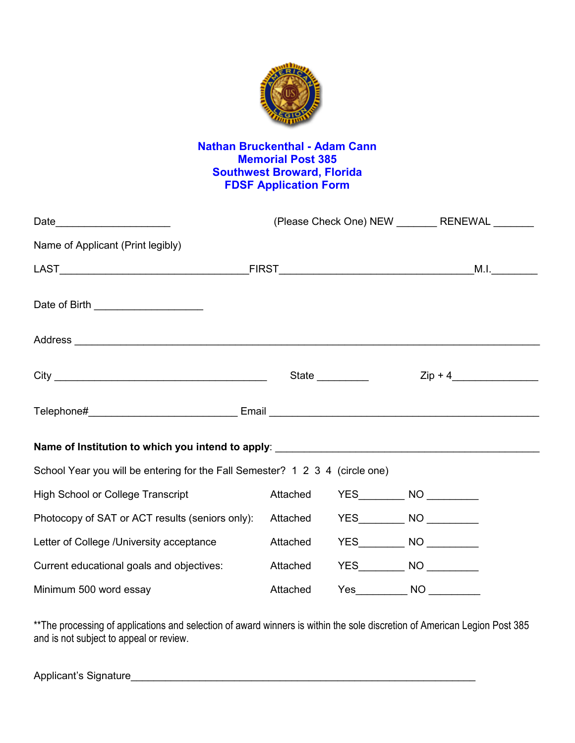# Nathan Bruckenthal - Adam Cann
# Memorial Post 385
# Southwest Broward, Florida
# FDSF Application Form

Date____________________ (Please Check One) NEW _______ RENEWAL _______

Name of Applicant (Print legibly)

LAST_________________________________FIRST__________________________________M.I.________

Date of Birth ___________________

Address _________________________________________________________________________________

City _____________________________________ State _________ Zip + 4_______________

Telephone#__________________________ Email _______________________________________________

**Name of Institution to which you intend to apply**: _______________________________________________

School Year you will be entering for the Fall Semester? 1 2 3 4 (circle one)

| | | | |
|---|---|---|---|
| High School or College Transcript | Attached | YES________ | NO _________ |
| Photocopy of SAT or ACT results (seniors only): | Attached | YES________ | NO _________ |
| Letter of College /University acceptance | Attached | YES________ | NO _________ |
| Current educational goals and objectives: | Attached | YES________ | NO _________ |
| Minimum 500 word essay | Attached | Yes_________ | NO _________ |

**The processing of applications and selection of award winners is within the sole discretion of American Legion Post 385 and is not subject to appeal or review.

Applicant's Signature______________________________________________________________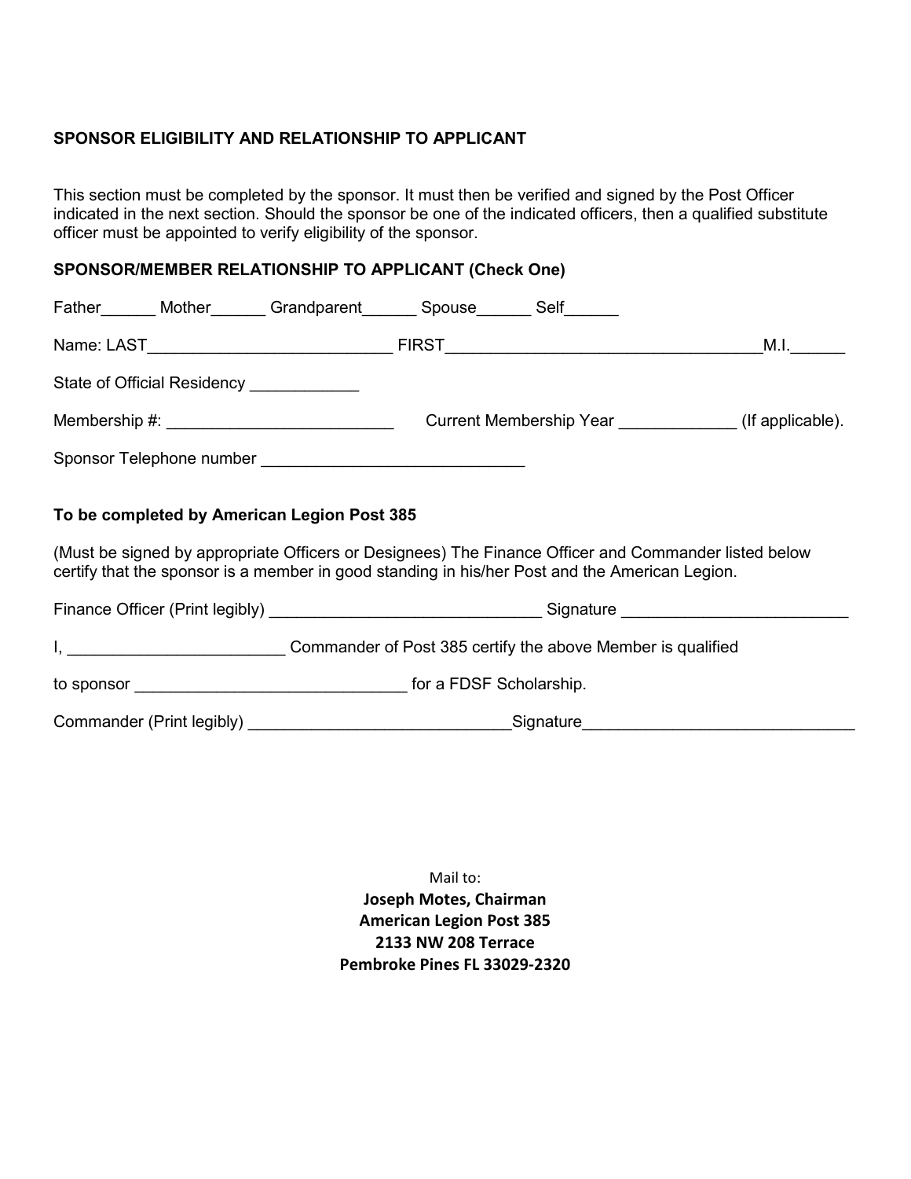**SPONSOR ELIGIBILITY AND RELATIONSHIP TO APPLICANT**

This section must be completed by the sponsor. It must then be verified and signed by the Post Officer indicated in the next section. Should the sponsor be one of the indicated officers, then a qualified substitute officer must be appointed to verify eligibility of the sponsor.

**SPONSOR/MEMBER RELATIONSHIP TO APPLICANT (Check One)**

Father______ Mother______ Grandparent______ Spouse______ Self______

Name: LAST___________________________ FIRST___________________________________M.I.______

State of Official Residency ____________

Membership #: _________________________ Current Membership Year _____________ (If applicable).

Sponsor Telephone number _____________________________

**To be completed by American Legion Post 385**

(Must be signed by appropriate Officers or Designees) The Finance Officer and Commander listed below certify that the sponsor is a member in good standing in his/her Post and the American Legion.

Finance Officer (Print legibly) ______________________________ Signature _________________________

I, ________________________ Commander of Post 385 certify the above Member is qualified

to sponsor _____________________________ for a FDSF Scholarship.

Commander (Print legibly) ____________________________Signature_____________________________

Mail to:

**Joseph Motes, Chairman**
**American Legion Post 385**
**2133 NW 208 Terrace**
**Pembroke Pines FL 33029-2320**